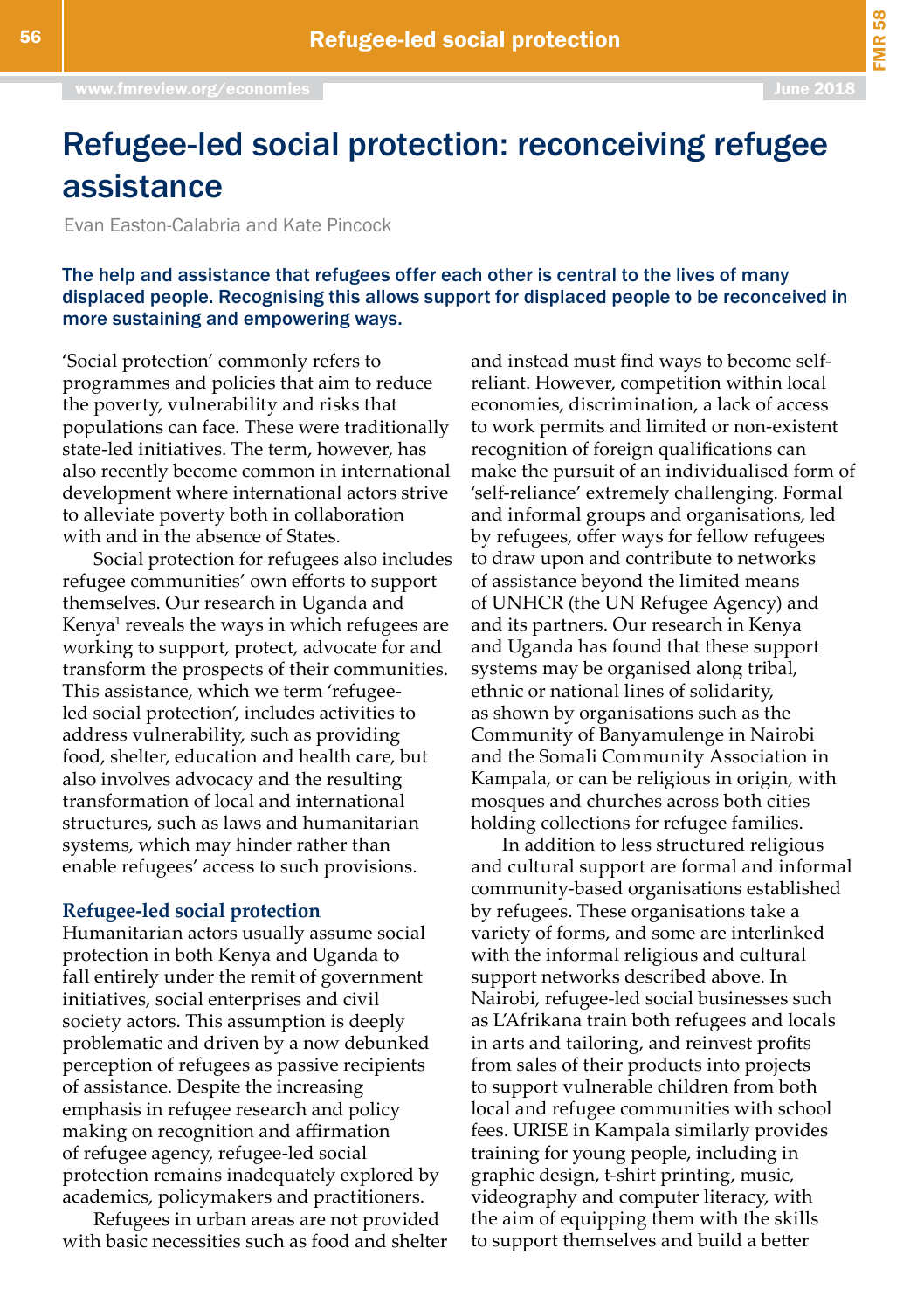# Refugee-led social protection: reconceiving refugee assistance

Evan Easton-Calabria and Kate Pincock

**The help and assistance that refugees offer each other is central to the lives of many displaced people. Recognising this allows support for displaced people to be reconceived in more sustaining and empowering ways.**

'Social protection' commonly refers to programmes and policies that aim to reduce the poverty, vulnerability and risks that populations can face. These were traditionally state-led initiatives. The term, however, has also recently become common in international development where international actors strive to alleviate poverty both in collaboration with and in the absence of States.

Social protection for refugees also includes refugee communities' own efforts to support themselves. Our research in Uganda and Kenya[1] reveals the ways in which refugees are working to support, protect, advocate for and transform the prospects of their communities. This assistance, which we term 'refugee-led social protection', includes activities to address vulnerability, such as providing food, shelter, education and health care, but also involves advocacy and the resulting transformation of local and international structures, such as laws and humanitarian systems, which may hinder rather than enable refugees' access to such provisions.

## Refugee-led social protection

Humanitarian actors usually assume social protection in both Kenya and Uganda to fall entirely under the remit of government initiatives, social enterprises and civil society actors. This assumption is deeply problematic and driven by a now debunked perception of refugees as passive recipients of assistance. Despite the increasing emphasis in refugee research and policy making on recognition and affirmation of refugee agency, refugee-led social protection remains inadequately explored by academics, policymakers and practitioners.

Refugees in urban areas are not provided with basic necessities such as food and shelter and instead must find ways to become self-reliant. However, competition within local economies, discrimination, a lack of access to work permits and limited or non-existent recognition of foreign qualifications can make the pursuit of an individualised form of 'self-reliance' extremely challenging. Formal and informal groups and organisations, led by refugees, offer ways for fellow refugees to draw upon and contribute to networks of assistance beyond the limited means of UNHCR (the UN Refugee Agency) and and its partners. Our research in Kenya and Uganda has found that these support systems may be organised along tribal, ethnic or national lines of solidarity, as shown by organisations such as the Community of Banyamulenge in Nairobi and the Somali Community Association in Kampala, or can be religious in origin, with mosques and churches across both cities holding collections for refugee families.

In addition to less structured religious and cultural support are formal and informal community-based organisations established by refugees. These organisations take a variety of forms, and some are interlinked with the informal religious and cultural support networks described above. In Nairobi, refugee-led social businesses such as L'Afrikana train both refugees and locals in arts and tailoring, and reinvest profits from sales of their products into projects to support vulnerable children from both local and refugee communities with school fees. URISE in Kampala similarly provides training for young people, including in graphic design, t-shirt printing, music, videography and computer literacy, with the aim of equipping them with the skills to support themselves and build a better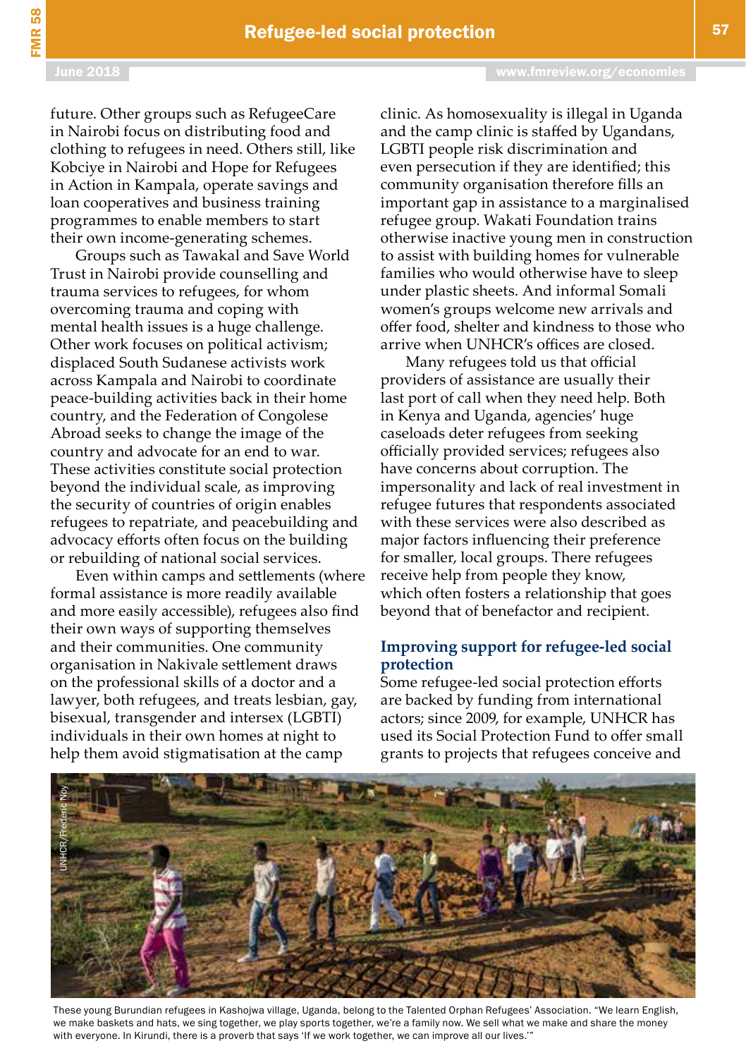future. Other groups such as RefugeeCare in Nairobi focus on distributing food and clothing to refugees in need. Others still, like Kobciye in Nairobi and Hope for Refugees in Action in Kampala, operate savings and loan cooperatives and business training programmes to enable members to start their own income-generating schemes.

Groups such as Tawakal and Save World Trust in Nairobi provide counselling and trauma services to refugees, for whom overcoming trauma and coping with mental health issues is a huge challenge. Other work focuses on political activism; displaced South Sudanese activists work across Kampala and Nairobi to coordinate peace-building activities back in their home country, and the Federation of Congolese Abroad seeks to change the image of the country and advocate for an end to war. These activities constitute social protection beyond the individual scale, as improving the security of countries of origin enables refugees to repatriate, and peacebuilding and advocacy efforts often focus on the building or rebuilding of national social services.

Even within camps and settlements (where formal assistance is more readily available and more easily accessible), refugees also find their own ways of supporting themselves and their communities. One community organisation in Nakivale settlement draws on the professional skills of a doctor and a lawyer, both refugees, and treats lesbian, gay, bisexual, transgender and intersex (LGBTI) individuals in their own homes at night to help them avoid stigmatisation at the camp clinic. As homosexuality is illegal in Uganda and the camp clinic is staffed by Ugandans, LGBTI people risk discrimination and even persecution if they are identified; this community organisation therefore fills an important gap in assistance to a marginalised refugee group. Wakati Foundation trains otherwise inactive young men in construction to assist with building homes for vulnerable families who would otherwise have to sleep under plastic sheets. And informal Somali women's groups welcome new arrivals and offer food, shelter and kindness to those who arrive when UNHCR's offices are closed.

Many refugees told us that official providers of assistance are usually their last port of call when they need help. Both in Kenya and Uganda, agencies' huge caseloads deter refugees from seeking officially provided services; refugees also have concerns about corruption. The impersonality and lack of real investment in refugee futures that respondents associated with these services were also described as major factors influencing their preference for smaller, local groups. There refugees receive help from people they know, which often fosters a relationship that goes beyond that of benefactor and recipient.

## Improving support for refugee-led social protection

Some refugee-led social protection efforts are backed by funding from international actors; since 2009, for example, UNHCR has used its Social Protection Fund to offer small grants to projects that refugees conceive and

UNHCR/Frederic Noy

These young Burundian refugees in Kashojwa village, Uganda, belong to the Talented Orphan Refugees' Association. "We learn English, we make baskets and hats, we sing together, we play sports together, we're a family now. We sell what we make and share the money with everyone. In Kirundi, there is a proverb that says 'If we work together, we can improve all our lives.'"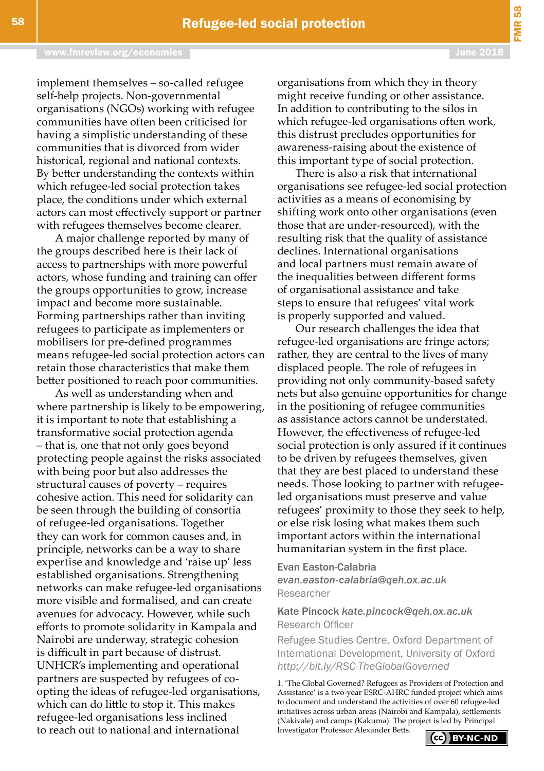implement themselves – so-called refugee self-help projects. Non-governmental organisations (NGOs) working with refugee communities have often been criticised for having a simplistic understanding of these communities that is divorced from wider historical, regional and national contexts. By better understanding the contexts within which refugee-led social protection takes place, the conditions under which external actors can most effectively support or partner with refugees themselves become clearer.

A major challenge reported by many of the groups described here is their lack of access to partnerships with more powerful actors, whose funding and training can offer the groups opportunities to grow, increase impact and become more sustainable. Forming partnerships rather than inviting refugees to participate as implementers or mobilisers for pre-defined programmes means refugee-led social protection actors can retain those characteristics that make them better positioned to reach poor communities.

As well as understanding when and where partnership is likely to be empowering, it is important to note that establishing a transformative social protection agenda – that is, one that not only goes beyond protecting people against the risks associated with being poor but also addresses the structural causes of poverty – requires cohesive action. This need for solidarity can be seen through the building of consortia of refugee-led organisations. Together they can work for common causes and, in principle, networks can be a way to share expertise and knowledge and 'raise up' less established organisations. Strengthening networks can make refugee-led organisations more visible and formalised, and can create avenues for advocacy. However, while such efforts to promote solidarity in Kampala and Nairobi are underway, strategic cohesion is difficult in part because of distrust. UNHCR's implementing and operational partners are suspected by refugees of co-opting the ideas of refugee-led organisations, which can do little to stop it. This makes refugee-led organisations less inclined to reach out to national and international organisations from which they in theory might receive funding or other assistance. In addition to contributing to the silos in which refugee-led organisations often work, this distrust precludes opportunities for awareness-raising about the existence of this important type of social protection.

There is also a risk that international organisations see refugee-led social protection activities as a means of economising by shifting work onto other organisations (even those that are under-resourced), with the resulting risk that the quality of assistance declines. International organisations and local partners must remain aware of the inequalities between different forms of organisational assistance and take steps to ensure that refugees' vital work is properly supported and valued.

Our research challenges the idea that refugee-led organisations are fringe actors; rather, they are central to the lives of many displaced people. The role of refugees in providing not only community-based safety nets but also genuine opportunities for change in the positioning of refugee communities as assistance actors cannot be understated. However, the effectiveness of refugee-led social protection is only assured if it continues to be driven by refugees themselves, given that they are best placed to understand these needs. Those looking to partner with refugee-led organisations must preserve and value refugees' proximity to those they seek to help, or else risk losing what makes them such important actors within the international humanitarian system in the first place.

**Evan Easton-Calabria** *evan.easton-calabria@qeh.ox.ac.uk*
Researcher

**Kate Pincock** *kate.pincock@qeh.ox.ac.uk*
Research Officer

Refugee Studies Centre, Oxford Department of International Development, University of Oxford
*http://bit.ly/RSC-TheGlobalGoverned*

1. 'The Global Governed? Refugees as Providers of Protection and Assistance' is a two-year ESRC-AHRC funded project which aims to document and understand the activities of over 60 refugee-led initiatives across urban areas (Nairobi and Kampala), settlements (Nakivale) and camps (Kakuma). The project is led by Principal Investigator Professor Alexander Betts.